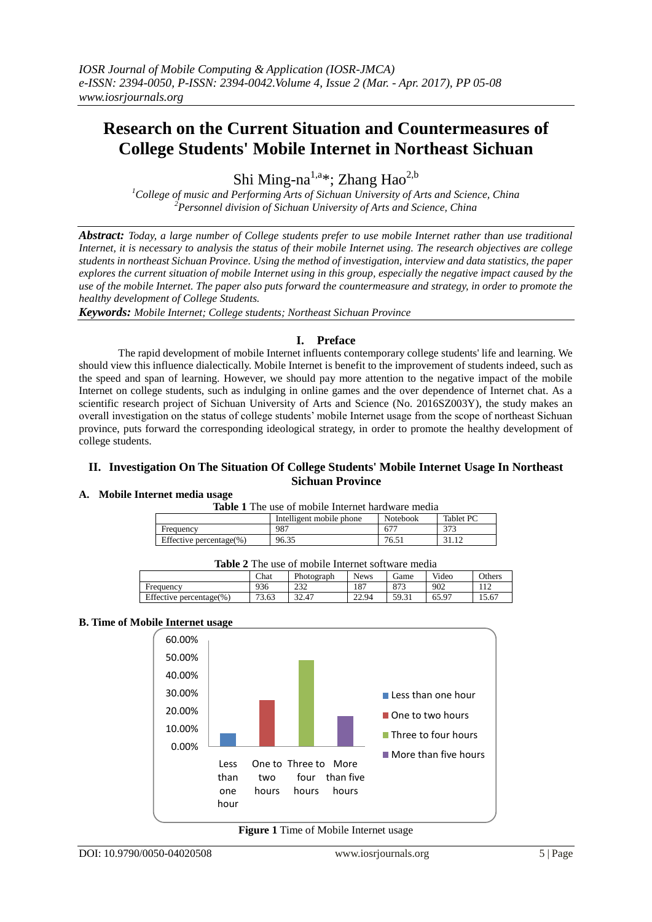# Research on the Current Situation and Countermeasures of College Students' Mobile Internet in Northeast Sichuan

Shi Ming-na[1,a]*; Zhang Hao[2,b]

[1]College of music and Performing Arts of Sichuan University of Arts and Science, China
[2]Personnel division of Sichuan University of Arts and Science, China

***Abstract:*** *Today, a large number of College students prefer to use mobile Internet rather than use traditional Internet, it is necessary to analysis the status of their mobile Internet using. The research objectives are college students in northeast Sichuan Province. Using the method of investigation, interview and data statistics, the paper explores the current situation of mobile Internet using in this group, especially the negative impact caused by the use of the mobile Internet. The paper also puts forward the countermeasure and strategy, in order to promote the healthy development of College Students.*

***Keywords:*** *Mobile Internet; College students; Northeast Sichuan Province*

## I. Preface

The rapid development of mobile Internet influents contemporary college students' life and learning. We should view this influence dialectically. Mobile Internet is benefit to the improvement of students indeed, such as the speed and span of learning. However, we should pay more attention to the negative impact of the mobile Internet on college students, such as indulging in online games and the over dependence of Internet chat. As a scientific research project of Sichuan University of Arts and Science (No. 2016SZ003Y), the study makes an overall investigation on the status of college students' mobile Internet usage from the scope of northeast Sichuan province, puts forward the corresponding ideological strategy, in order to promote the healthy development of college students.

## II. Investigation On The Situation Of College Students' Mobile Internet Usage In Northeast Sichuan Province

### A. Mobile Internet media usage

**Table 1** The use of mobile Internet hardware media

| | Intelligent mobile phone | Notebook | Tablet PC |
|---|---|---|---|
| Frequency | 987 | 677 | 373 |
| Effective percentage(%) | 96.35 | 76.51 | 31.12 |

**Table 2** The use of mobile Internet software media

| | Chat | Photograph | News | Game | Video | Others |
|---|---|---|---|---|---|---|
| Frequency | 936 | 232 | 187 | 873 | 902 | 112 |
| Effective percentage(%) | 73.63 | 32.47 | 22.94 | 59.31 | 65.97 | 15.67 |

### B. Time of Mobile Internet usage

**Figure 1** Time of Mobile Internet usage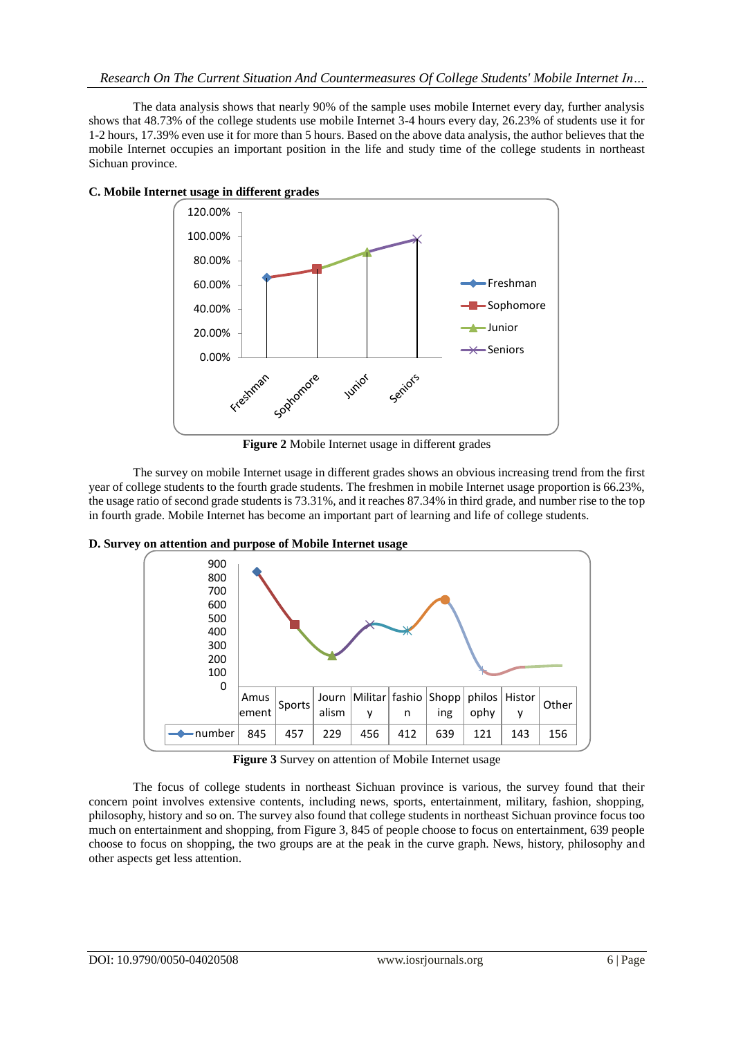The data analysis shows that nearly 90% of the sample uses mobile Internet every day, further analysis shows that 48.73% of the college students use mobile Internet 3-4 hours every day, 26.23% of students use it for 1-2 hours, 17.39% even use it for more than 5 hours. Based on the above data analysis, the author believes that the mobile Internet occupies an important position in the life and study time of the college students in northeast Sichuan province.

### C. Mobile Internet usage in different grades

**Figure 2** Mobile Internet usage in different grades

The survey on mobile Internet usage in different grades shows an obvious increasing trend from the first year of college students to the fourth grade students. The freshmen in mobile Internet usage proportion is 66.23%, the usage ratio of second grade students is 73.31%, and it reaches 87.34% in third grade, and number rise to the top in fourth grade. Mobile Internet has become an important part of learning and life of college students.

### D. Survey on attention and purpose of Mobile Internet usage

| | Amusement | Sports | Journalism | Military | fashion | Shopping | philosophy | History | Other |
|---|---|---|---|---|---|---|---|---|---|
| number | 845 | 457 | 229 | 456 | 412 | 639 | 121 | 143 | 156 |

**Figure 3** Survey on attention of Mobile Internet usage

The focus of college students in northeast Sichuan province is various, the survey found that their concern point involves extensive contents, including news, sports, entertainment, military, fashion, shopping, philosophy, history and so on. The survey also found that college students in northeast Sichuan province focus too much on entertainment and shopping, from Figure 3, 845 of people choose to focus on entertainment, 639 people choose to focus on shopping, the two groups are at the peak in the curve graph. News, history, philosophy and other aspects get less attention.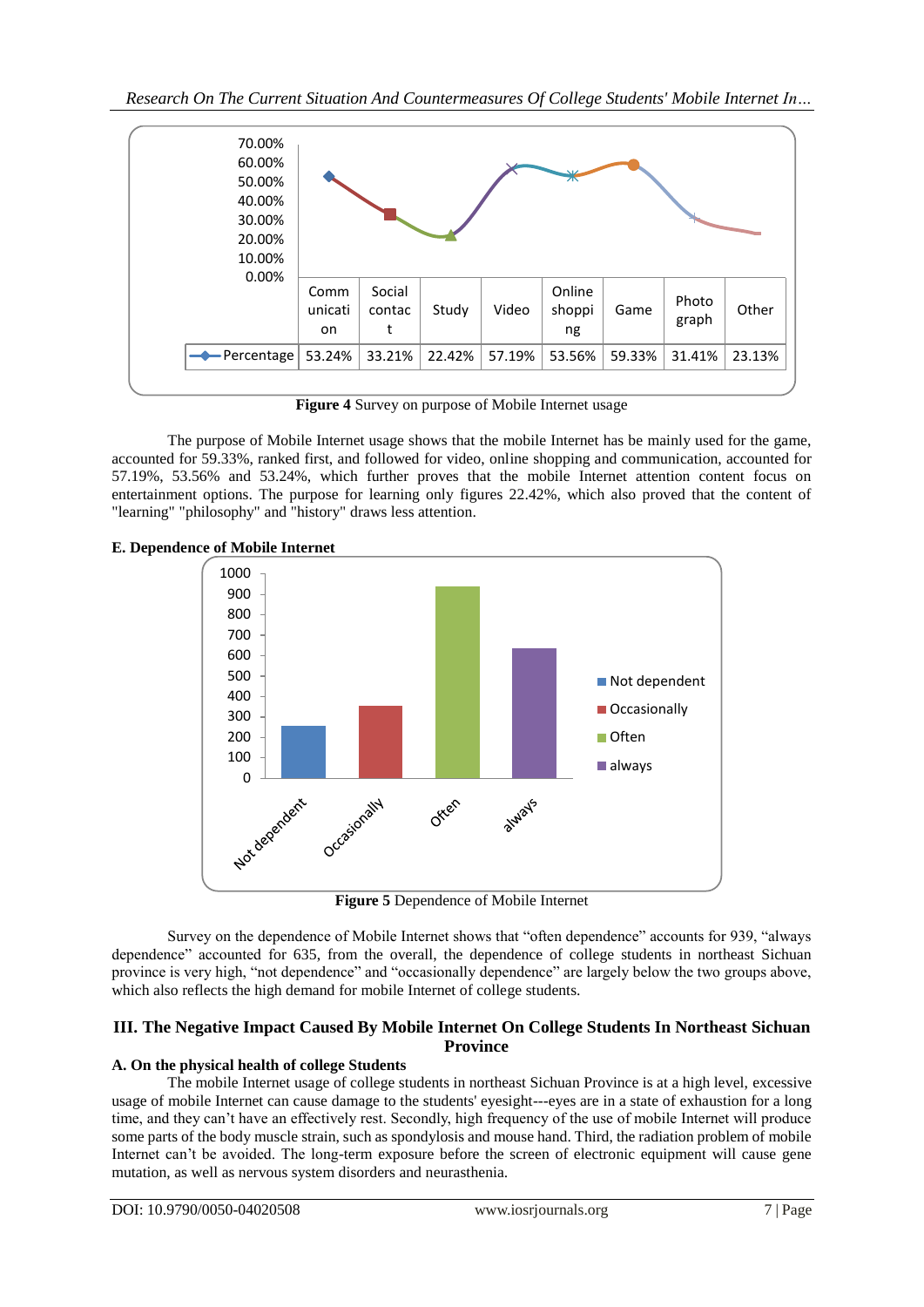| | Communication | Social contact | Study | Video | Online shopping | Game | Photograph | Other |
|---|---|---|---|---|---|---|---|---|
| Percentage | 53.24% | 33.21% | 22.42% | 57.19% | 53.56% | 59.33% | 31.41% | 23.13% |

**Figure 4** Survey on purpose of Mobile Internet usage

The purpose of Mobile Internet usage shows that the mobile Internet has be mainly used for the game, accounted for 59.33%, ranked first, and followed for video, online shopping and communication, accounted for 57.19%, 53.56% and 53.24%, which further proves that the mobile Internet attention content focus on entertainment options. The purpose for learning only figures 22.42%, which also proved that the content of "learning" "philosophy" and "history" draws less attention.

### E. Dependence of Mobile Internet

**Figure 5** Dependence of Mobile Internet

Survey on the dependence of Mobile Internet shows that "often dependence" accounts for 939, "always dependence" accounted for 635, from the overall, the dependence of college students in northeast Sichuan province is very high, "not dependence" and "occasionally dependence" are largely below the two groups above, which also reflects the high demand for mobile Internet of college students.

## III. The Negative Impact Caused By Mobile Internet On College Students In Northeast Sichuan Province

### A. On the physical health of college Students

The mobile Internet usage of college students in northeast Sichuan Province is at a high level, excessive usage of mobile Internet can cause damage to the students' eyesight---eyes are in a state of exhaustion for a long time, and they can't have an effectively rest. Secondly, high frequency of the use of mobile Internet will produce some parts of the body muscle strain, such as spondylosis and mouse hand. Third, the radiation problem of mobile Internet can't be avoided. The long-term exposure before the screen of electronic equipment will cause gene mutation, as well as nervous system disorders and neurasthenia.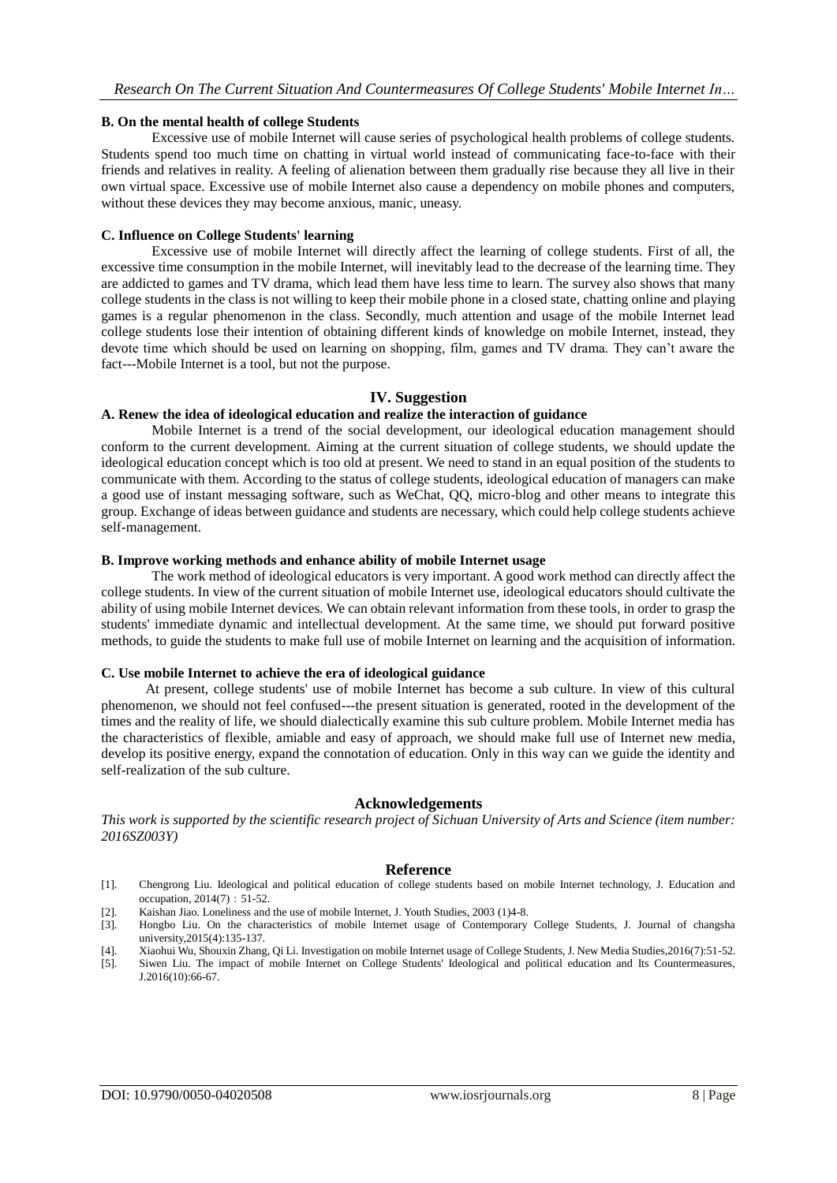### B. On the mental health of college Students

Excessive use of mobile Internet will cause series of psychological health problems of college students. Students spend too much time on chatting in virtual world instead of communicating face-to-face with their friends and relatives in reality. A feeling of alienation between them gradually rise because they all live in their own virtual space. Excessive use of mobile Internet also cause a dependency on mobile phones and computers, without these devices they may become anxious, manic, uneasy.

### C. Influence on College Students' learning

Excessive use of mobile Internet will directly affect the learning of college students. First of all, the excessive time consumption in the mobile Internet, will inevitably lead to the decrease of the learning time. They are addicted to games and TV drama, which lead them have less time to learn. The survey also shows that many college students in the class is not willing to keep their mobile phone in a closed state, chatting online and playing games is a regular phenomenon in the class. Secondly, much attention and usage of the mobile Internet lead college students lose their intention of obtaining different kinds of knowledge on mobile Internet, instead, they devote time which should be used on learning on shopping, film, games and TV drama. They can't aware the fact---Mobile Internet is a tool, but not the purpose.

## IV. Suggestion

### A. Renew the idea of ideological education and realize the interaction of guidance

Mobile Internet is a trend of the social development, our ideological education management should conform to the current development. Aiming at the current situation of college students, we should update the ideological education concept which is too old at present. We need to stand in an equal position of the students to communicate with them. According to the status of college students, ideological education of managers can make a good use of instant messaging software, such as WeChat, QQ, micro-blog and other means to integrate this group. Exchange of ideas between guidance and students are necessary, which could help college students achieve self-management.

### B. Improve working methods and enhance ability of mobile Internet usage

The work method of ideological educators is very important. A good work method can directly affect the college students. In view of the current situation of mobile Internet use, ideological educators should cultivate the ability of using mobile Internet devices. We can obtain relevant information from these tools, in order to grasp the students' immediate dynamic and intellectual development. At the same time, we should put forward positive methods, to guide the students to make full use of mobile Internet on learning and the acquisition of information.

### C. Use mobile Internet to achieve the era of ideological guidance

At present, college students' use of mobile Internet has become a sub culture. In view of this cultural phenomenon, we should not feel confused---the present situation is generated, rooted in the development of the times and the reality of life, we should dialectically examine this sub culture problem. Mobile Internet media has the characteristics of flexible, amiable and easy of approach, we should make full use of Internet new media, develop its positive energy, expand the connotation of education. Only in this way can we guide the identity and self-realization of the sub culture.

## Acknowledgements

*This work is supported by the scientific research project of Sichuan University of Arts and Science (item number: 2016SZ003Y)*

## Reference

[1]. Chengrong Liu. Ideological and political education of college students based on mobile Internet technology, J. Education and occupation, 2014(7)：51-52.

[2]. Kaishan Jiao. Loneliness and the use of mobile Internet, J. Youth Studies, 2003 (1)4-8.

[3]. Hongbo Liu. On the characteristics of mobile Internet usage of Contemporary College Students, J. Journal of changsha university,2015(4):135-137.

[4]. Xiaohui Wu, Shouxin Zhang, Qi Li. Investigation on mobile Internet usage of College Students, J. New Media Studies,2016(7):51-52.

[5]. Siwen Liu. The impact of mobile Internet on College Students' Ideological and political education and Its Countermeasures, J.2016(10):66-67.